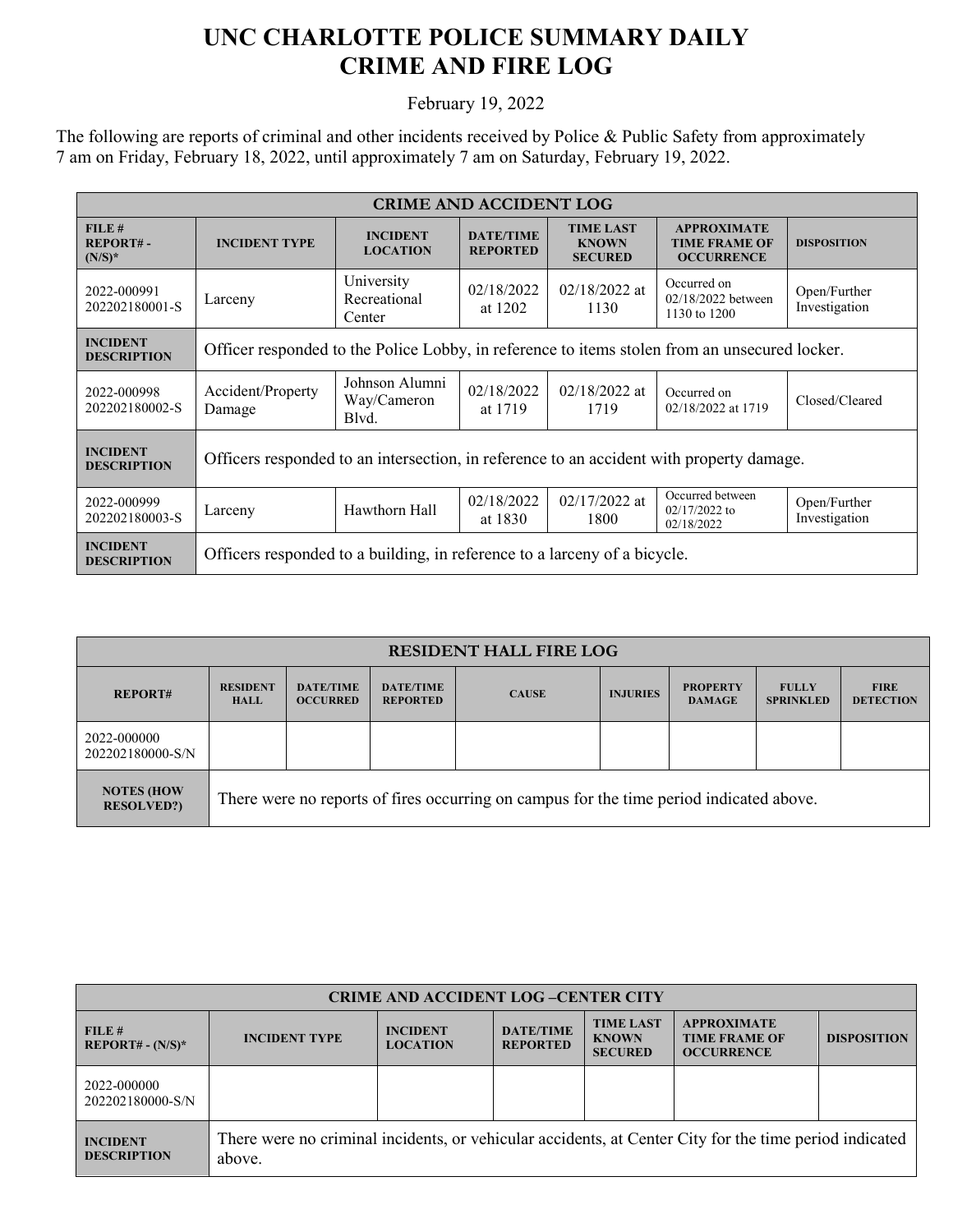# UNC CHARLOTTE POLICE SUMMARY DAILY CRIME AND FIRE LOG

February 19, 2022

The following are reports of criminal and other incidents received by Police & Public Safety from approximately 7 am on Friday, February 18, 2022, until approximately 7 am on Saturday, February 19, 2022.

| CRIME AND ACCIDENT LOG | | | | | | |
|---|---|---|---|---|---|---|
| **FILE # REPORT# - (N/S)*** | **INCIDENT TYPE** | **INCIDENT LOCATION** | **DATE/TIME REPORTED** | **TIME LAST KNOWN SECURED** | **APPROXIMATE TIME FRAME OF OCCURRENCE** | **DISPOSITION** |
| 2022-000991 202202180001-S | Larceny | University Recreational Center | 02/18/2022 at 1202 | 02/18/2022 at 1130 | Occurred on 02/18/2022 between 1130 to 1200 | Open/Further Investigation |
| **INCIDENT DESCRIPTION** | Officer responded to the Police Lobby, in reference to items stolen from an unsecured locker. | | | | | |
| 2022-000998 202202180002-S | Accident/Property Damage | Johnson Alumni Way/Cameron Blvd. | 02/18/2022 at 1719 | 02/18/2022 at 1719 | Occurred on 02/18/2022 at 1719 | Closed/Cleared |
| **INCIDENT DESCRIPTION** | Officers responded to an intersection, in reference to an accident with property damage. | | | | | |
| 2022-000999 202202180003-S | Larceny | Hawthorn Hall | 02/18/2022 at 1830 | 02/17/2022 at 1800 | Occurred between 02/17/2022 to 02/18/2022 | Open/Further Investigation |
| **INCIDENT DESCRIPTION** | Officers responded to a building, in reference to a larceny of a bicycle. | | | | | |

| RESIDENT HALL FIRE LOG | | | | | | | | |
|---|---|---|---|---|---|---|---|---|
| **REPORT#** | **RESIDENT HALL** | **DATE/TIME OCCURRED** | **DATE/TIME REPORTED** | **CAUSE** | **INJURIES** | **PROPERTY DAMAGE** | **FULLY SPRINKLED** | **FIRE DETECTION** |
| 2022-000000 202202180000-S/N | | | | | | | | |
| **NOTES (HOW RESOLVED?)** | There were no reports of fires occurring on campus for the time period indicated above. | | | | | | | |

| CRIME AND ACCIDENT LOG –CENTER CITY | | | | | | |
|---|---|---|---|---|---|---|
| **FILE # REPORT# - (N/S)*** | **INCIDENT TYPE** | **INCIDENT LOCATION** | **DATE/TIME REPORTED** | **TIME LAST KNOWN SECURED** | **APPROXIMATE TIME FRAME OF OCCURRENCE** | **DISPOSITION** |
| 2022-000000 202202180000-S/N | | | | | | |
| **INCIDENT DESCRIPTION** | There were no criminal incidents, or vehicular accidents, at Center City for the time period indicated above. | | | | | |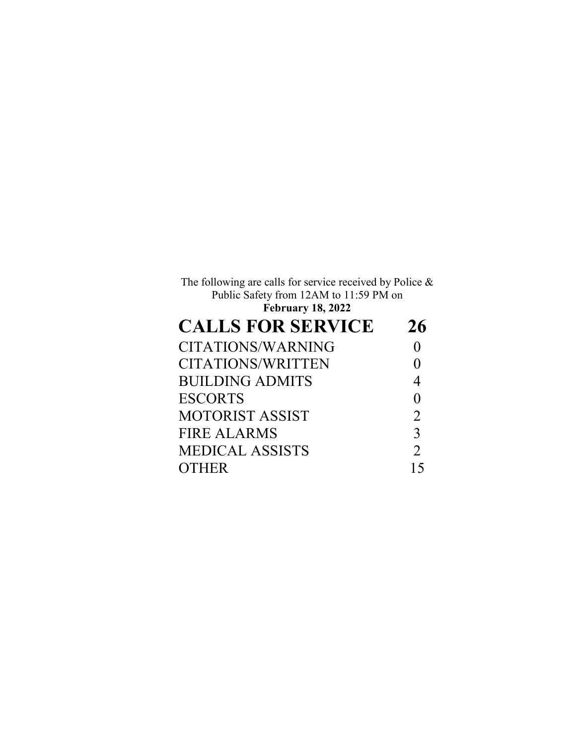The following are calls for service received by Police & Public Safety from 12AM to 11:59 PM on

**February 18, 2022**

| | |
|---|---|
| **CALLS FOR SERVICE** | **26** |
| CITATIONS/WARNING | 0 |
| CITATIONS/WRITTEN | 0 |
| BUILDING ADMITS | 4 |
| ESCORTS | 0 |
| MOTORIST ASSIST | 2 |
| FIRE ALARMS | 3 |
| MEDICAL ASSISTS | 2 |
| OTHER | 15 |